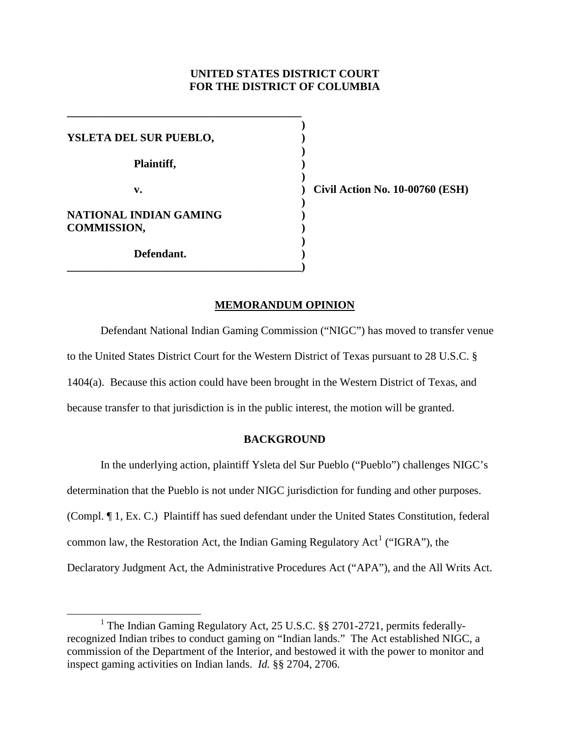**UNITED STATES DISTRICT COURT**
**FOR THE DISTRICT OF COLUMBIA**

**YSLETA DEL SUR PUEBLO,**

**Plaintiff,**

**v.**

**NATIONAL INDIAN GAMING COMMISSION,**

**Defendant.**

**Civil Action No. 10-00760 (ESH)**

## MEMORANDUM OPINION

Defendant National Indian Gaming Commission ("NIGC") has moved to transfer venue to the United States District Court for the Western District of Texas pursuant to 28 U.S.C. § 1404(a). Because this action could have been brought in the Western District of Texas, and because transfer to that jurisdiction is in the public interest, the motion will be granted.

## BACKGROUND

In the underlying action, plaintiff Ysleta del Sur Pueblo ("Pueblo") challenges NIGC's determination that the Pueblo is not under NIGC jurisdiction for funding and other purposes. (Compl. ¶ 1, Ex. C.) Plaintiff has sued defendant under the United States Constitution, federal common law, the Restoration Act, the Indian Gaming Regulatory Act[1] ("IGRA"), the Declaratory Judgment Act, the Administrative Procedures Act ("APA"), and the All Writs Act.

[1] The Indian Gaming Regulatory Act, 25 U.S.C. §§ 2701-2721, permits federally-recognized Indian tribes to conduct gaming on "Indian lands." The Act established NIGC, a commission of the Department of the Interior, and bestowed it with the power to monitor and inspect gaming activities on Indian lands. *Id.* §§ 2704, 2706.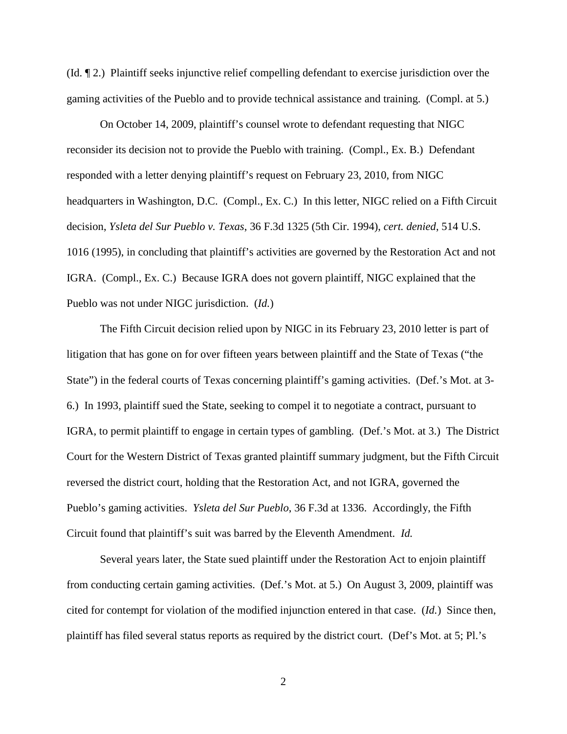(Id. ¶ 2.) Plaintiff seeks injunctive relief compelling defendant to exercise jurisdiction over the gaming activities of the Pueblo and to provide technical assistance and training. (Compl. at 5.)

On October 14, 2009, plaintiff's counsel wrote to defendant requesting that NIGC reconsider its decision not to provide the Pueblo with training. (Compl., Ex. B.) Defendant responded with a letter denying plaintiff's request on February 23, 2010, from NIGC headquarters in Washington, D.C. (Compl., Ex. C.) In this letter, NIGC relied on a Fifth Circuit decision, *Ysleta del Sur Pueblo v. Texas*, 36 F.3d 1325 (5th Cir. 1994), *cert. denied*, 514 U.S. 1016 (1995), in concluding that plaintiff's activities are governed by the Restoration Act and not IGRA. (Compl., Ex. C.) Because IGRA does not govern plaintiff, NIGC explained that the Pueblo was not under NIGC jurisdiction. (*Id.*)

The Fifth Circuit decision relied upon by NIGC in its February 23, 2010 letter is part of litigation that has gone on for over fifteen years between plaintiff and the State of Texas ("the State") in the federal courts of Texas concerning plaintiff's gaming activities. (Def.'s Mot. at 3-6.) In 1993, plaintiff sued the State, seeking to compel it to negotiate a contract, pursuant to IGRA, to permit plaintiff to engage in certain types of gambling. (Def.'s Mot. at 3.) The District Court for the Western District of Texas granted plaintiff summary judgment, but the Fifth Circuit reversed the district court, holding that the Restoration Act, and not IGRA, governed the Pueblo's gaming activities. *Ysleta del Sur Pueblo*, 36 F.3d at 1336. Accordingly, the Fifth Circuit found that plaintiff's suit was barred by the Eleventh Amendment. *Id.*

Several years later, the State sued plaintiff under the Restoration Act to enjoin plaintiff from conducting certain gaming activities. (Def.'s Mot. at 5.) On August 3, 2009, plaintiff was cited for contempt for violation of the modified injunction entered in that case. (*Id.*) Since then, plaintiff has filed several status reports as required by the district court. (Def's Mot. at 5; Pl.'s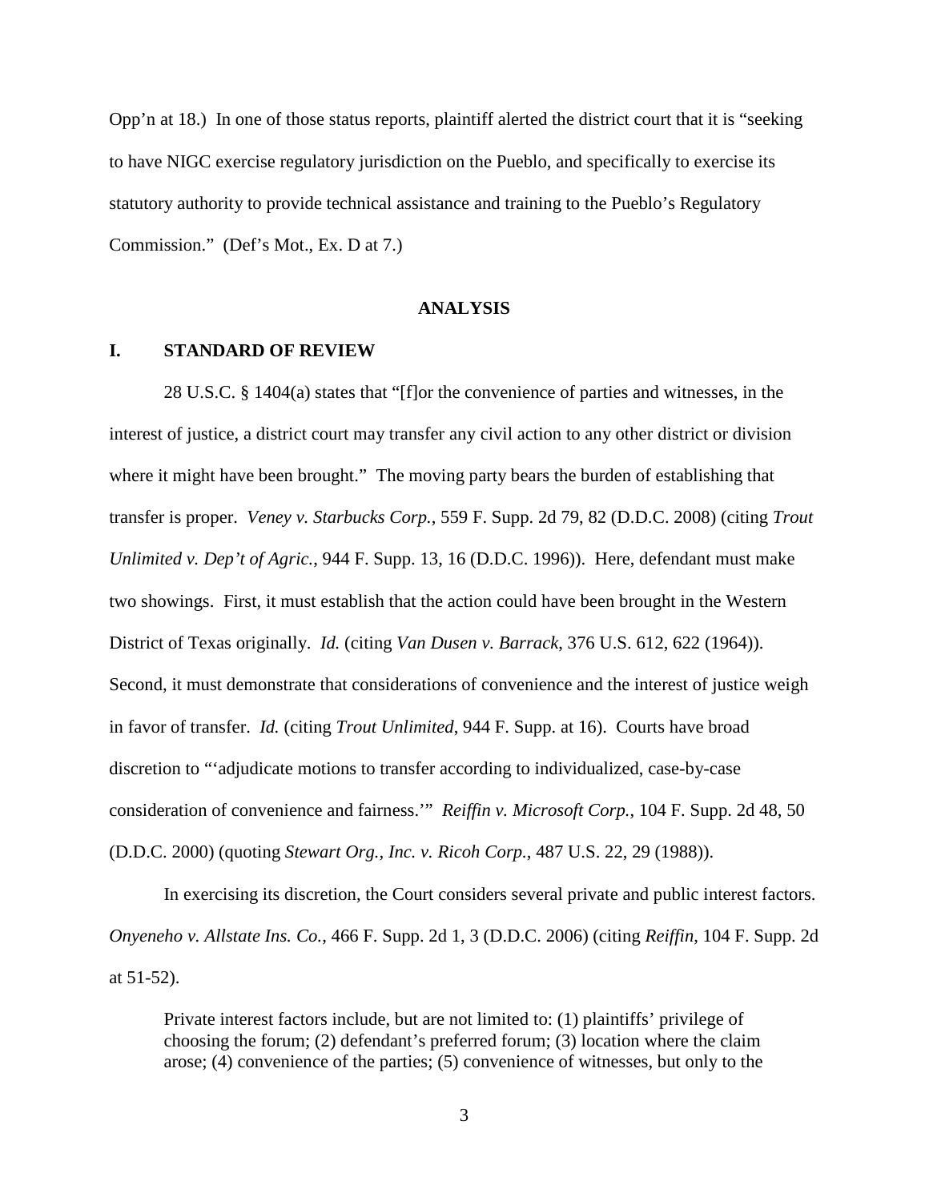Opp'n at 18.) In one of those status reports, plaintiff alerted the district court that it is "seeking to have NIGC exercise regulatory jurisdiction on the Pueblo, and specifically to exercise its statutory authority to provide technical assistance and training to the Pueblo's Regulatory Commission." (Def's Mot., Ex. D at 7.)

## ANALYSIS

### I. STANDARD OF REVIEW

28 U.S.C. § 1404(a) states that "[f]or the convenience of parties and witnesses, in the interest of justice, a district court may transfer any civil action to any other district or division where it might have been brought." The moving party bears the burden of establishing that transfer is proper. *Veney v. Starbucks Corp.*, 559 F. Supp. 2d 79, 82 (D.D.C. 2008) (citing *Trout Unlimited v. Dep't of Agric.*, 944 F. Supp. 13, 16 (D.D.C. 1996)). Here, defendant must make two showings. First, it must establish that the action could have been brought in the Western District of Texas originally. *Id.* (citing *Van Dusen v. Barrack*, 376 U.S. 612, 622 (1964)). Second, it must demonstrate that considerations of convenience and the interest of justice weigh in favor of transfer. *Id.* (citing *Trout Unlimited*, 944 F. Supp. at 16). Courts have broad discretion to "'adjudicate motions to transfer according to individualized, case-by-case consideration of convenience and fairness.'" *Reiffin v. Microsoft Corp.*, 104 F. Supp. 2d 48, 50 (D.D.C. 2000) (quoting *Stewart Org., Inc. v. Ricoh Corp.*, 487 U.S. 22, 29 (1988)).

In exercising its discretion, the Court considers several private and public interest factors. *Onyeneho v. Allstate Ins. Co.*, 466 F. Supp. 2d 1, 3 (D.D.C. 2006) (citing *Reiffin*, 104 F. Supp. 2d at 51-52).

> Private interest factors include, but are not limited to: (1) plaintiffs' privilege of choosing the forum; (2) defendant's preferred forum; (3) location where the claim arose; (4) convenience of the parties; (5) convenience of witnesses, but only to the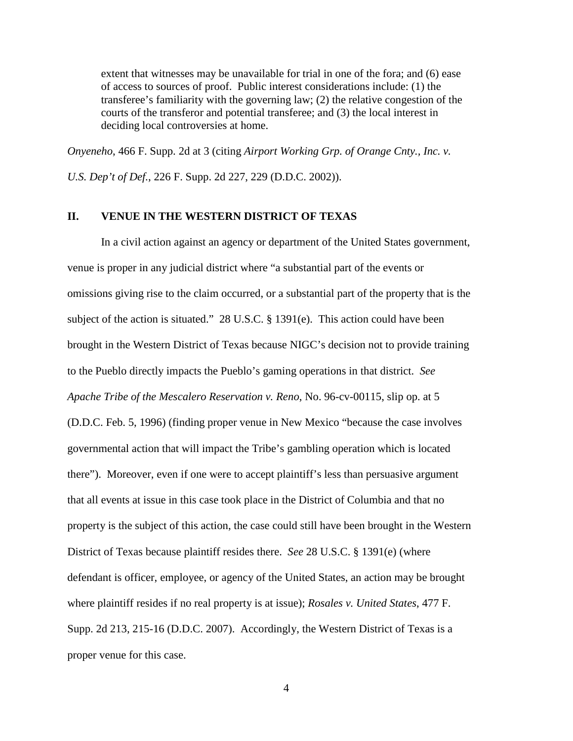> extent that witnesses may be unavailable for trial in one of the fora; and (6) ease of access to sources of proof. Public interest considerations include: (1) the transferee's familiarity with the governing law; (2) the relative congestion of the courts of the transferor and potential transferee; and (3) the local interest in deciding local controversies at home.

*Onyeneho*, 466 F. Supp. 2d at 3 (citing *Airport Working Grp. of Orange Cnty., Inc. v. U.S. Dep't of Def.*, 226 F. Supp. 2d 227, 229 (D.D.C. 2002)).

## II. VENUE IN THE WESTERN DISTRICT OF TEXAS

In a civil action against an agency or department of the United States government, venue is proper in any judicial district where "a substantial part of the events or omissions giving rise to the claim occurred, or a substantial part of the property that is the subject of the action is situated." 28 U.S.C. § 1391(e). This action could have been brought in the Western District of Texas because NIGC's decision not to provide training to the Pueblo directly impacts the Pueblo's gaming operations in that district. *See Apache Tribe of the Mescalero Reservation v. Reno*, No. 96-cv-00115, slip op. at 5 (D.D.C. Feb. 5, 1996) (finding proper venue in New Mexico "because the case involves governmental action that will impact the Tribe's gambling operation which is located there"). Moreover, even if one were to accept plaintiff's less than persuasive argument that all events at issue in this case took place in the District of Columbia and that no property is the subject of this action, the case could still have been brought in the Western District of Texas because plaintiff resides there. *See* 28 U.S.C. § 1391(e) (where defendant is officer, employee, or agency of the United States, an action may be brought where plaintiff resides if no real property is at issue); *Rosales v. United States*, 477 F. Supp. 2d 213, 215-16 (D.D.C. 2007). Accordingly, the Western District of Texas is a proper venue for this case.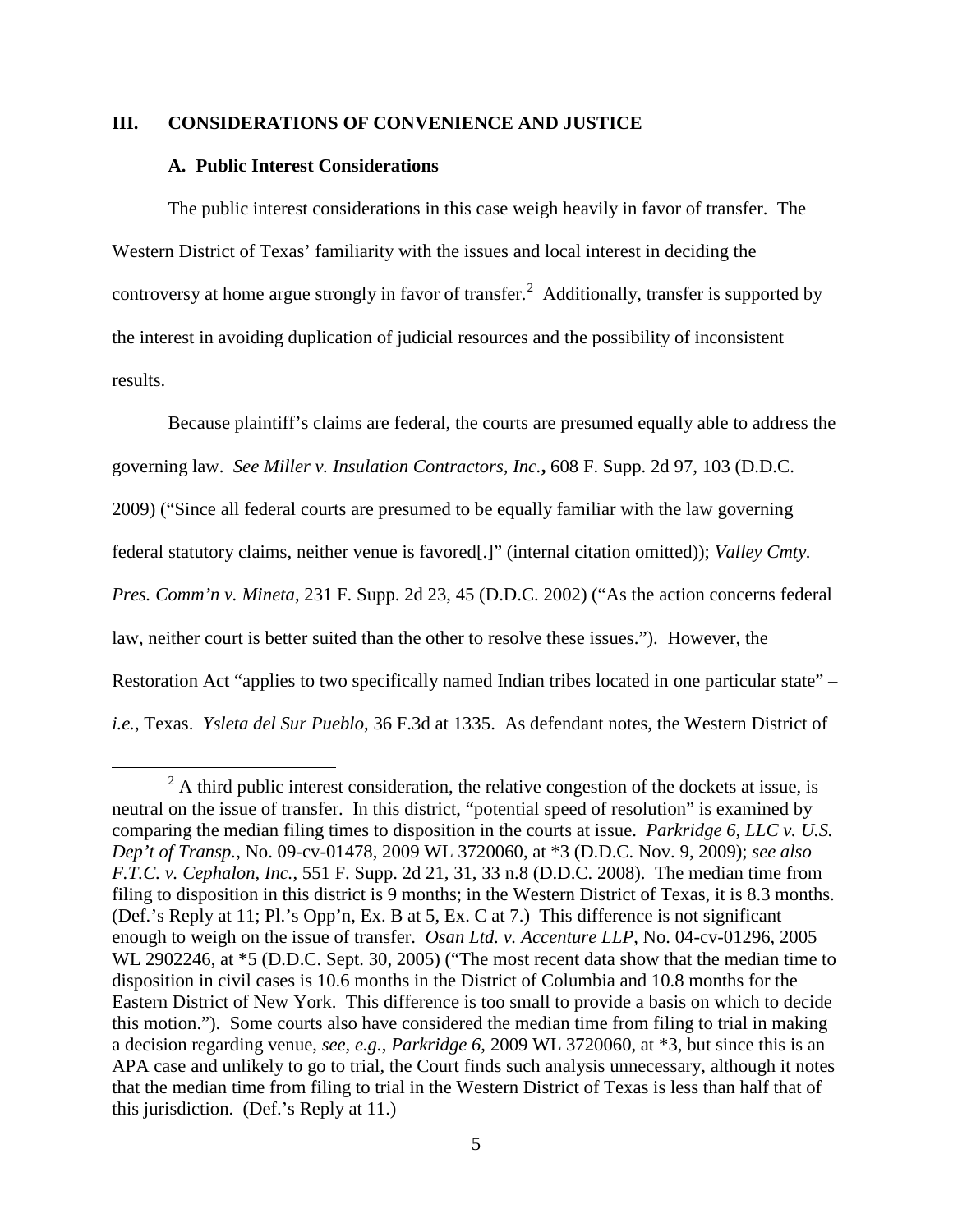## III. CONSIDERATIONS OF CONVENIENCE AND JUSTICE

### A. Public Interest Considerations

The public interest considerations in this case weigh heavily in favor of transfer. The Western District of Texas' familiarity with the issues and local interest in deciding the controversy at home argue strongly in favor of transfer.[2] Additionally, transfer is supported by the interest in avoiding duplication of judicial resources and the possibility of inconsistent results.

Because plaintiff's claims are federal, the courts are presumed equally able to address the governing law. *See Miller v. Insulation Contractors, Inc.***,** 608 F. Supp. 2d 97, 103 (D.D.C. 2009) ("Since all federal courts are presumed to be equally familiar with the law governing federal statutory claims, neither venue is favored[.]" (internal citation omitted)); *Valley Cmty. Pres. Comm'n v. Mineta*, 231 F. Supp. 2d 23, 45 (D.D.C. 2002) ("As the action concerns federal law, neither court is better suited than the other to resolve these issues."). However, the Restoration Act "applies to two specifically named Indian tribes located in one particular state" – *i.e.*, Texas. *Ysleta del Sur Pueblo*, 36 F.3d at 1335. As defendant notes, the Western District of

---

[2] A third public interest consideration, the relative congestion of the dockets at issue, is neutral on the issue of transfer. In this district, "potential speed of resolution" is examined by comparing the median filing times to disposition in the courts at issue. *Parkridge 6, LLC v. U.S. Dep't of Transp.*, No. 09-cv-01478, 2009 WL 3720060, at *3 (D.D.C. Nov. 9, 2009); *see also F.T.C. v. Cephalon, Inc.*, 551 F. Supp. 2d 21, 31, 33 n.8 (D.D.C. 2008). The median time from filing to disposition in this district is 9 months; in the Western District of Texas, it is 8.3 months. (Def.'s Reply at 11; Pl.'s Opp'n, Ex. B at 5, Ex. C at 7.) This difference is not significant enough to weigh on the issue of transfer. *Osan Ltd. v. Accenture LLP*, No. 04-cv-01296, 2005 WL 2902246, at *5 (D.D.C. Sept. 30, 2005) ("The most recent data show that the median time to disposition in civil cases is 10.6 months in the District of Columbia and 10.8 months for the Eastern District of New York. This difference is too small to provide a basis on which to decide this motion."). Some courts also have considered the median time from filing to trial in making a decision regarding venue, *see, e.g.*, *Parkridge 6*, 2009 WL 3720060, at *3, but since this is an APA case and unlikely to go to trial, the Court finds such analysis unnecessary, although it notes that the median time from filing to trial in the Western District of Texas is less than half that of this jurisdiction. (Def.'s Reply at 11.)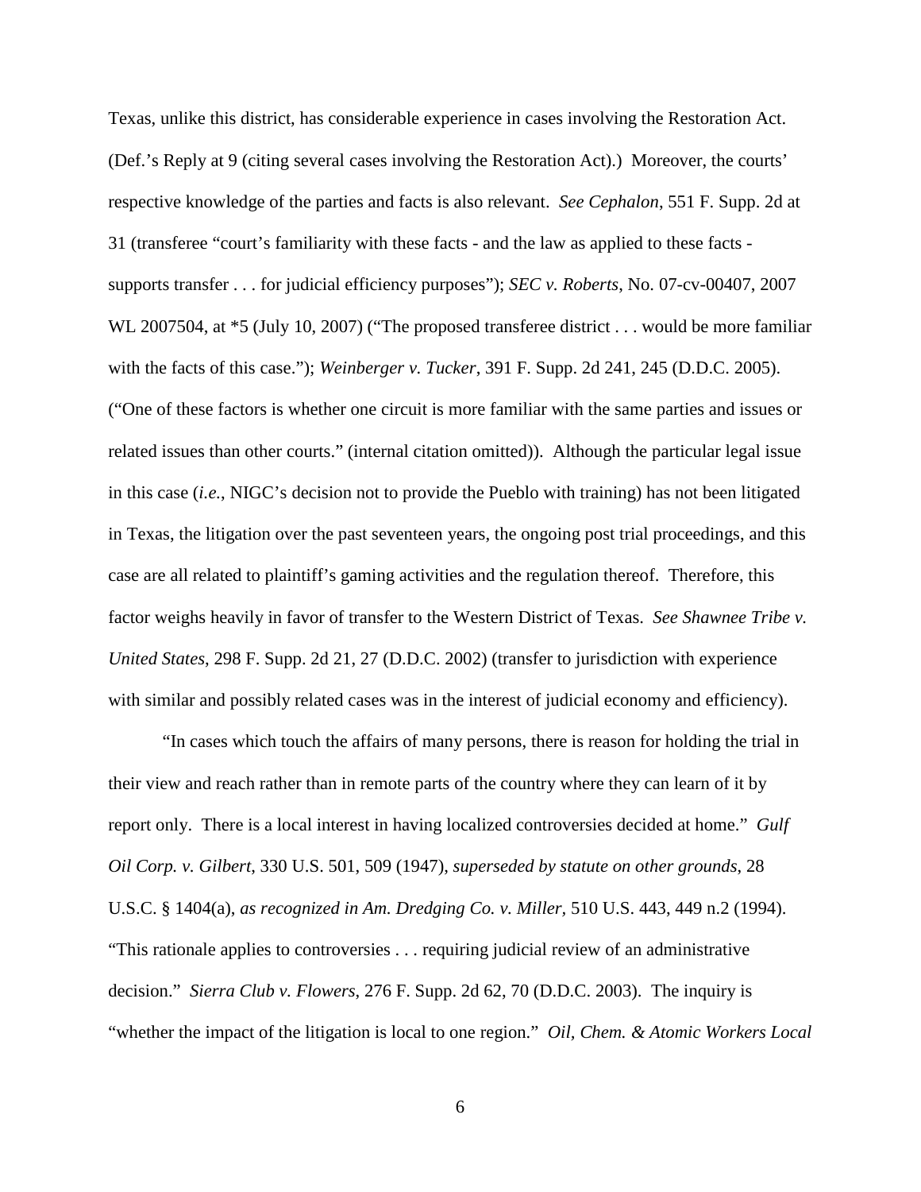Texas, unlike this district, has considerable experience in cases involving the Restoration Act. (Def.'s Reply at 9 (citing several cases involving the Restoration Act).) Moreover, the courts' respective knowledge of the parties and facts is also relevant. *See Cephalon*, 551 F. Supp. 2d at 31 (transferee "court's familiarity with these facts - and the law as applied to these facts - supports transfer . . . for judicial efficiency purposes"); *SEC v. Roberts*, No. 07-cv-00407, 2007 WL 2007504, at *5 (July 10, 2007) ("The proposed transferee district . . . would be more familiar with the facts of this case."); *Weinberger v. Tucker*, 391 F. Supp. 2d 241, 245 (D.D.C. 2005). ("One of these factors is whether one circuit is more familiar with the same parties and issues or related issues than other courts." (internal citation omitted)). Although the particular legal issue in this case (*i.e.*, NIGC's decision not to provide the Pueblo with training) has not been litigated in Texas, the litigation over the past seventeen years, the ongoing post trial proceedings, and this case are all related to plaintiff's gaming activities and the regulation thereof. Therefore, this factor weighs heavily in favor of transfer to the Western District of Texas. *See Shawnee Tribe v. United States*, 298 F. Supp. 2d 21, 27 (D.D.C. 2002) (transfer to jurisdiction with experience with similar and possibly related cases was in the interest of judicial economy and efficiency).

"In cases which touch the affairs of many persons, there is reason for holding the trial in their view and reach rather than in remote parts of the country where they can learn of it by report only. There is a local interest in having localized controversies decided at home." *Gulf Oil Corp. v. Gilbert*, 330 U.S. 501, 509 (1947), *superseded by statute on other grounds*, 28 U.S.C. § 1404(a), *as recognized in Am. Dredging Co. v. Miller*, 510 U.S. 443, 449 n.2 (1994). "This rationale applies to controversies . . . requiring judicial review of an administrative decision." *Sierra Club v. Flowers*, 276 F. Supp. 2d 62, 70 (D.D.C. 2003). The inquiry is "whether the impact of the litigation is local to one region." *Oil, Chem. & Atomic Workers Local*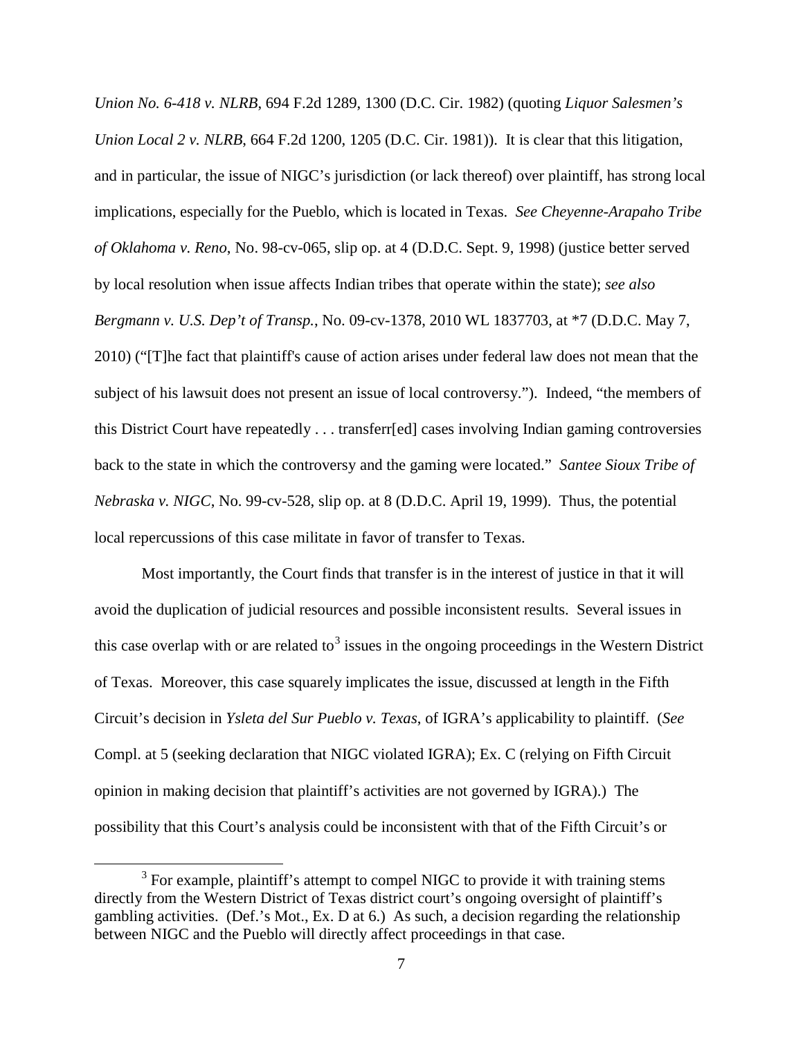*Union No. 6-418 v. NLRB*, 694 F.2d 1289, 1300 (D.C. Cir. 1982) (quoting *Liquor Salesmen's Union Local 2 v. NLRB*, 664 F.2d 1200, 1205 (D.C. Cir. 1981)). It is clear that this litigation, and in particular, the issue of NIGC's jurisdiction (or lack thereof) over plaintiff, has strong local implications, especially for the Pueblo, which is located in Texas. *See Cheyenne-Arapaho Tribe of Oklahoma v. Reno*, No. 98-cv-065, slip op. at 4 (D.D.C. Sept. 9, 1998) (justice better served by local resolution when issue affects Indian tribes that operate within the state); *see also Bergmann v. U.S. Dep't of Transp.*, No. 09-cv-1378, 2010 WL 1837703, at *7 (D.D.C. May 7, 2010) ("[T]he fact that plaintiff's cause of action arises under federal law does not mean that the subject of his lawsuit does not present an issue of local controversy."). Indeed, "the members of this District Court have repeatedly . . . transferr[ed] cases involving Indian gaming controversies back to the state in which the controversy and the gaming were located." *Santee Sioux Tribe of Nebraska v. NIGC*, No. 99-cv-528, slip op. at 8 (D.D.C. April 19, 1999). Thus, the potential local repercussions of this case militate in favor of transfer to Texas.

Most importantly, the Court finds that transfer is in the interest of justice in that it will avoid the duplication of judicial resources and possible inconsistent results. Several issues in this case overlap with or are related to[3] issues in the ongoing proceedings in the Western District of Texas. Moreover, this case squarely implicates the issue, discussed at length in the Fifth Circuit's decision in *Ysleta del Sur Pueblo v. Texas*, of IGRA's applicability to plaintiff. (*See* Compl. at 5 (seeking declaration that NIGC violated IGRA); Ex. C (relying on Fifth Circuit opinion in making decision that plaintiff's activities are not governed by IGRA).) The possibility that this Court's analysis could be inconsistent with that of the Fifth Circuit's or

---

[3] For example, plaintiff's attempt to compel NIGC to provide it with training stems directly from the Western District of Texas district court's ongoing oversight of plaintiff's gambling activities. (Def.'s Mot., Ex. D at 6.) As such, a decision regarding the relationship between NIGC and the Pueblo will directly affect proceedings in that case.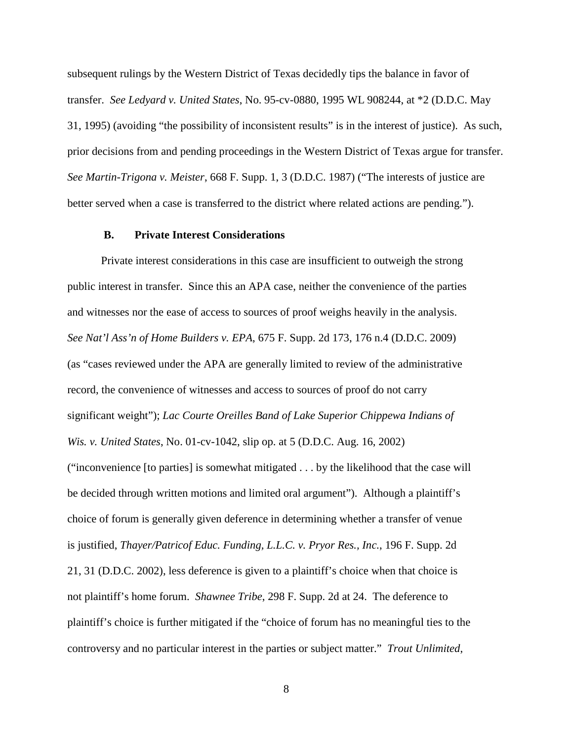subsequent rulings by the Western District of Texas decidedly tips the balance in favor of transfer. *See Ledyard v. United States*, No. 95-cv-0880, 1995 WL 908244, at *2 (D.D.C. May 31, 1995) (avoiding "the possibility of inconsistent results" is in the interest of justice). As such, prior decisions from and pending proceedings in the Western District of Texas argue for transfer. *See Martin-Trigona v. Meister*, 668 F. Supp. 1, 3 (D.D.C. 1987) ("The interests of justice are better served when a case is transferred to the district where related actions are pending.").

### B. Private Interest Considerations

Private interest considerations in this case are insufficient to outweigh the strong public interest in transfer. Since this an APA case, neither the convenience of the parties and witnesses nor the ease of access to sources of proof weighs heavily in the analysis. *See Nat'l Ass'n of Home Builders v. EPA*, 675 F. Supp. 2d 173, 176 n.4 (D.D.C. 2009) (as "cases reviewed under the APA are generally limited to review of the administrative record, the convenience of witnesses and access to sources of proof do not carry significant weight"); *Lac Courte Oreilles Band of Lake Superior Chippewa Indians of Wis. v. United States*, No. 01-cv-1042, slip op. at 5 (D.D.C. Aug. 16, 2002) ("inconvenience [to parties] is somewhat mitigated . . . by the likelihood that the case will be decided through written motions and limited oral argument"). Although a plaintiff's choice of forum is generally given deference in determining whether a transfer of venue is justified, *Thayer/Patricof Educ. Funding, L.L.C. v. Pryor Res., Inc.*, 196 F. Supp. 2d 21, 31 (D.D.C. 2002), less deference is given to a plaintiff's choice when that choice is not plaintiff's home forum. *Shawnee Tribe*, 298 F. Supp. 2d at 24. The deference to plaintiff's choice is further mitigated if the "choice of forum has no meaningful ties to the controversy and no particular interest in the parties or subject matter." *Trout Unlimited*,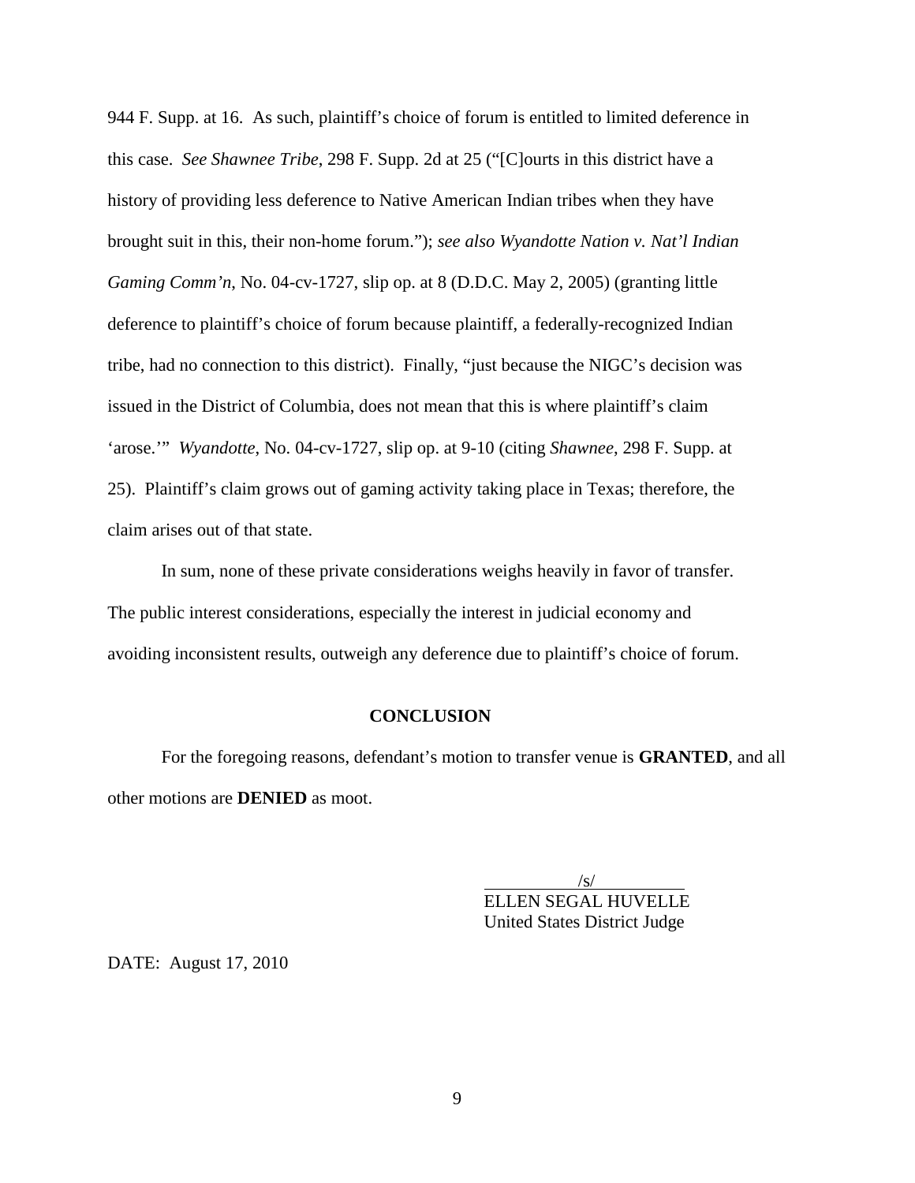944 F. Supp. at 16. As such, plaintiff's choice of forum is entitled to limited deference in this case. *See Shawnee Tribe*, 298 F. Supp. 2d at 25 ("[C]ourts in this district have a history of providing less deference to Native American Indian tribes when they have brought suit in this, their non-home forum."); *see also Wyandotte Nation v. Nat'l Indian Gaming Comm'n*, No. 04-cv-1727, slip op. at 8 (D.D.C. May 2, 2005) (granting little deference to plaintiff's choice of forum because plaintiff, a federally-recognized Indian tribe, had no connection to this district). Finally, "just because the NIGC's decision was issued in the District of Columbia, does not mean that this is where plaintiff's claim 'arose.'" *Wyandotte*, No. 04-cv-1727, slip op. at 9-10 (citing *Shawnee*, 298 F. Supp. at 25). Plaintiff's claim grows out of gaming activity taking place in Texas; therefore, the claim arises out of that state.

In sum, none of these private considerations weighs heavily in favor of transfer. The public interest considerations, especially the interest in judicial economy and avoiding inconsistent results, outweigh any deference due to plaintiff's choice of forum.

**CONCLUSION**

For the foregoing reasons, defendant's motion to transfer venue is **GRANTED**, and all other motions are **DENIED** as moot.

/s/
ELLEN SEGAL HUVELLE
United States District Judge

DATE: August 17, 2010